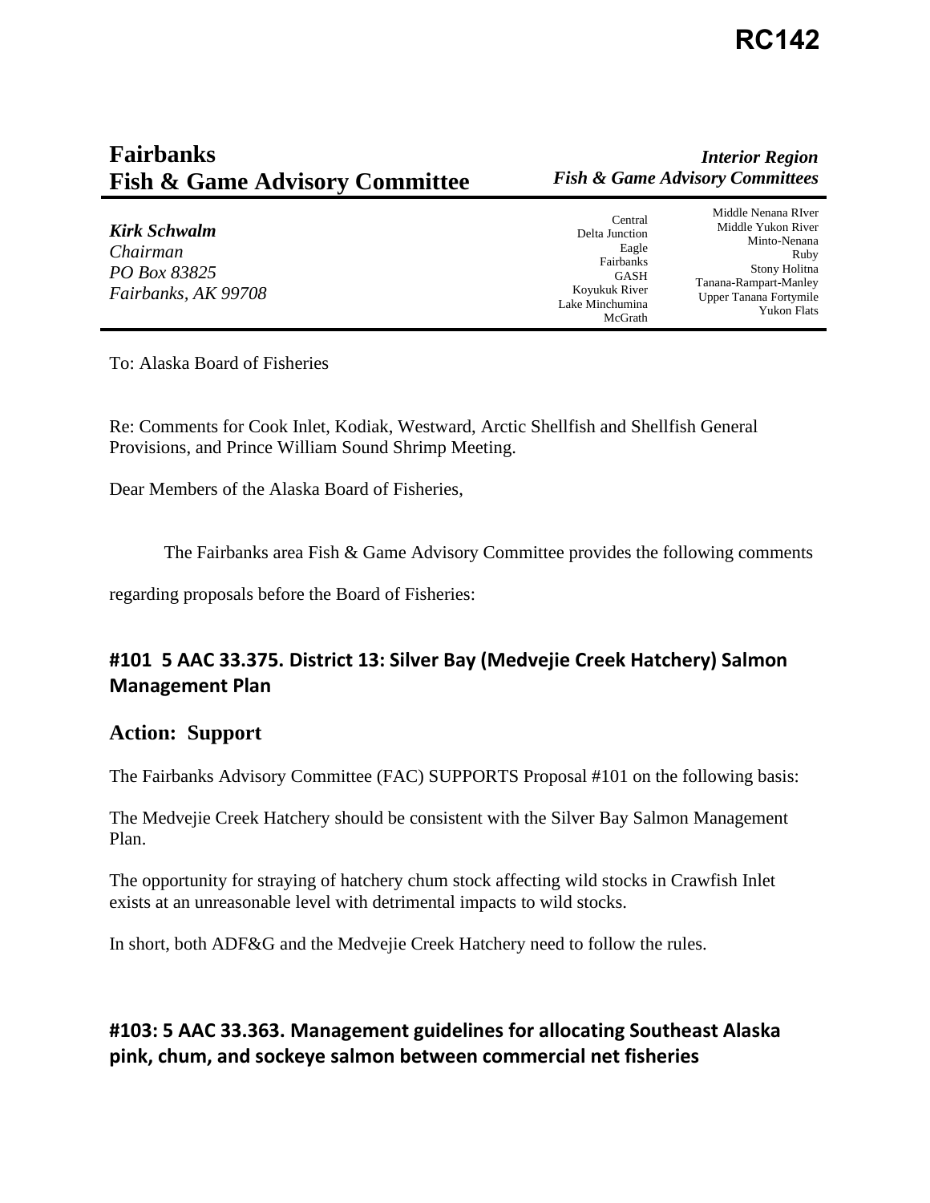# RC142

**Fairbanks**
**Fish & Game Advisory Committee**

***Interior Region***
***Fish & Game Advisory Committees***

***Kirk Schwalm***
*Chairman*
*PO Box 83825*
*Fairbanks, AK 99708*

Central
Delta Junction
Eagle
Fairbanks
GASH
Koyukuk River
Lake Minchumina
McGrath

Middle Nenana RIver
Middle Yukon River
Minto-Nenana
Ruby
Stony Holitna
Tanana-Rampart-Manley
Upper Tanana Fortymile
Yukon Flats

To: Alaska Board of Fisheries

Re: Comments for Cook Inlet, Kodiak, Westward, Arctic Shellfish and Shellfish General Provisions, and Prince William Sound Shrimp Meeting.

Dear Members of the Alaska Board of Fisheries,

The Fairbanks area Fish & Game Advisory Committee provides the following comments regarding proposals before the Board of Fisheries:

## #101 5 AAC 33.375. District 13: Silver Bay (Medvejie Creek Hatchery) Salmon Management Plan

## Action: Support

The Fairbanks Advisory Committee (FAC) SUPPORTS Proposal #101 on the following basis:

The Medvejie Creek Hatchery should be consistent with the Silver Bay Salmon Management Plan.

The opportunity for straying of hatchery chum stock affecting wild stocks in Crawfish Inlet exists at an unreasonable level with detrimental impacts to wild stocks.

In short, both ADF&G and the Medvejie Creek Hatchery need to follow the rules.

## #103: 5 AAC 33.363. Management guidelines for allocating Southeast Alaska pink, chum, and sockeye salmon between commercial net fisheries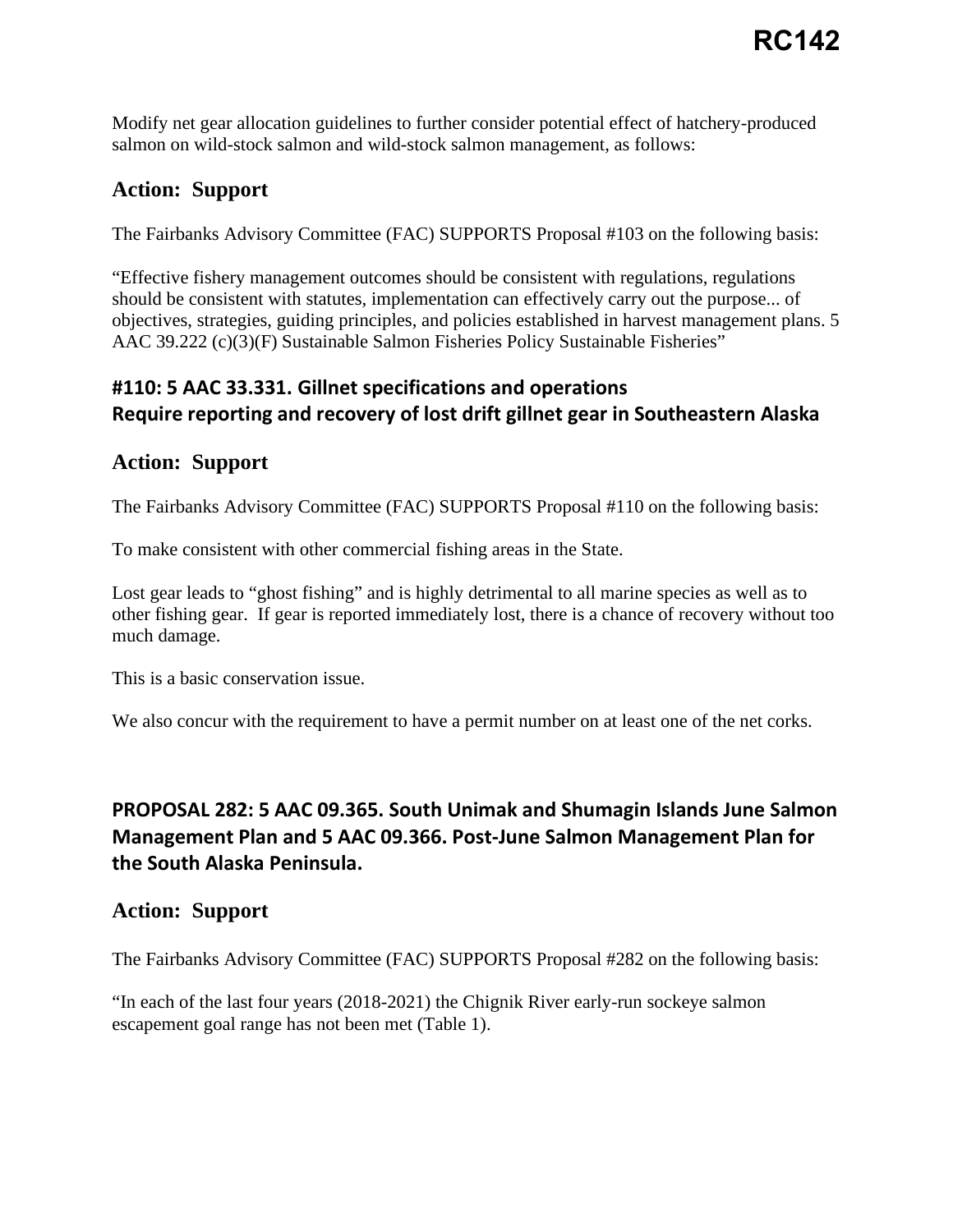Modify net gear allocation guidelines to further consider potential effect of hatchery-produced salmon on wild-stock salmon and wild-stock salmon management, as follows:

## Action: Support

The Fairbanks Advisory Committee (FAC) SUPPORTS Proposal #103 on the following basis:

"Effective fishery management outcomes should be consistent with regulations, regulations should be consistent with statutes, implementation can effectively carry out the purpose... of objectives, strategies, guiding principles, and policies established in harvest management plans. 5 AAC 39.222 (c)(3)(F) Sustainable Salmon Fisheries Policy Sustainable Fisheries"

## #110: 5 AAC 33.331. Gillnet specifications and operations Require reporting and recovery of lost drift gillnet gear in Southeastern Alaska

## Action: Support

The Fairbanks Advisory Committee (FAC) SUPPORTS Proposal #110 on the following basis:

To make consistent with other commercial fishing areas in the State.

Lost gear leads to "ghost fishing" and is highly detrimental to all marine species as well as to other fishing gear. If gear is reported immediately lost, there is a chance of recovery without too much damage.

This is a basic conservation issue.

We also concur with the requirement to have a permit number on at least one of the net corks.

## PROPOSAL 282: 5 AAC 09.365. South Unimak and Shumagin Islands June Salmon Management Plan and 5 AAC 09.366. Post-June Salmon Management Plan for the South Alaska Peninsula.

## Action: Support

The Fairbanks Advisory Committee (FAC) SUPPORTS Proposal #282 on the following basis:

"In each of the last four years (2018-2021) the Chignik River early-run sockeye salmon escapement goal range has not been met (Table 1).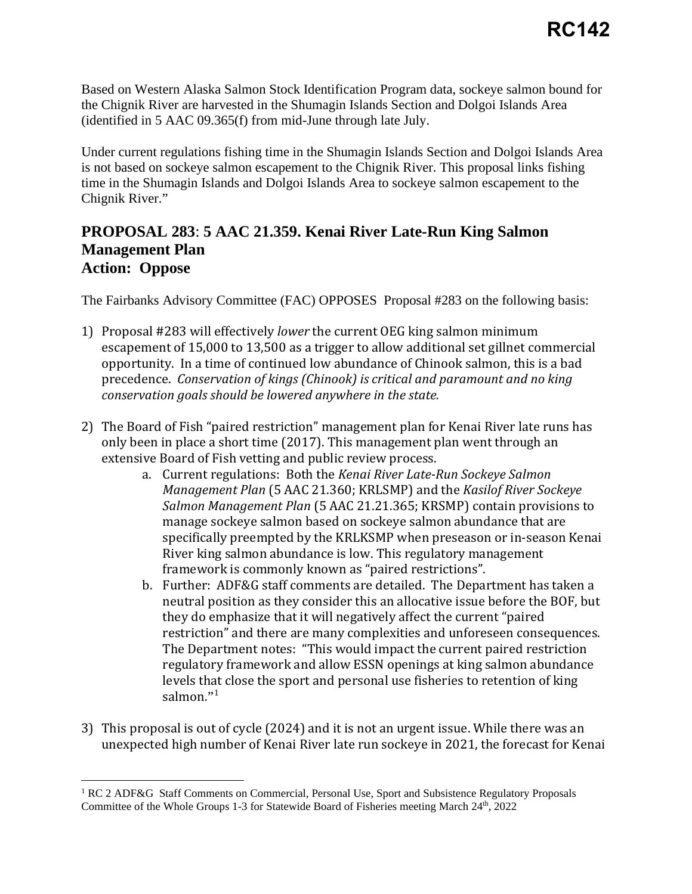Based on Western Alaska Salmon Stock Identification Program data, sockeye salmon bound for the Chignik River are harvested in the Shumagin Islands Section and Dolgoi Islands Area (identified in 5 AAC 09.365(f) from mid-June through late July.

Under current regulations fishing time in the Shumagin Islands Section and Dolgoi Islands Area is not based on sockeye salmon escapement to the Chignik River. This proposal links fishing time in the Shumagin Islands and Dolgoi Islands Area to sockeye salmon escapement to the Chignik River."

## PROPOSAL 283: 5 AAC 21.359. Kenai River Late-Run King Salmon Management Plan
## Action: Oppose

The Fairbanks Advisory Committee (FAC) OPPOSES Proposal #283 on the following basis:

1) Proposal #283 will effectively *lower* the current OEG king salmon minimum escapement of 15,000 to 13,500 as a trigger to allow additional set gillnet commercial opportunity. In a time of continued low abundance of Chinook salmon, this is a bad precedence. *Conservation of kings (Chinook) is critical and paramount and no king conservation goals should be lowered anywhere in the state.*

2) The Board of Fish "paired restriction" management plan for Kenai River late runs has only been in place a short time (2017). This management plan went through an extensive Board of Fish vetting and public review process.
   a. Current regulations: Both the *Kenai River Late-Run Sockeye Salmon Management Plan* (5 AAC 21.360; KRLSMP) and the *Kasilof River Sockeye Salmon Management Plan* (5 AAC 21.21.365; KRSMP) contain provisions to manage sockeye salmon based on sockeye salmon abundance that are specifically preempted by the KRLKSMP when preseason or in-season Kenai River king salmon abundance is low. This regulatory management framework is commonly known as "paired restrictions".
   b. Further: ADF&G staff comments are detailed. The Department has taken a neutral position as they consider this an allocative issue before the BOF, but they do emphasize that it will negatively affect the current "paired restriction" and there are many complexities and unforeseen consequences. The Department notes: "This would impact the current paired restriction regulatory framework and allow ESSN openings at king salmon abundance levels that close the sport and personal use fisheries to retention of king salmon."[1]

3) This proposal is out of cycle (2024) and it is not an urgent issue. While there was an unexpected high number of Kenai River late run sockeye in 2021, the forecast for Kenai

[1] RC 2 ADF&G Staff Comments on Commercial, Personal Use, Sport and Subsistence Regulatory Proposals Committee of the Whole Groups 1-3 for Statewide Board of Fisheries meeting March 24th, 2022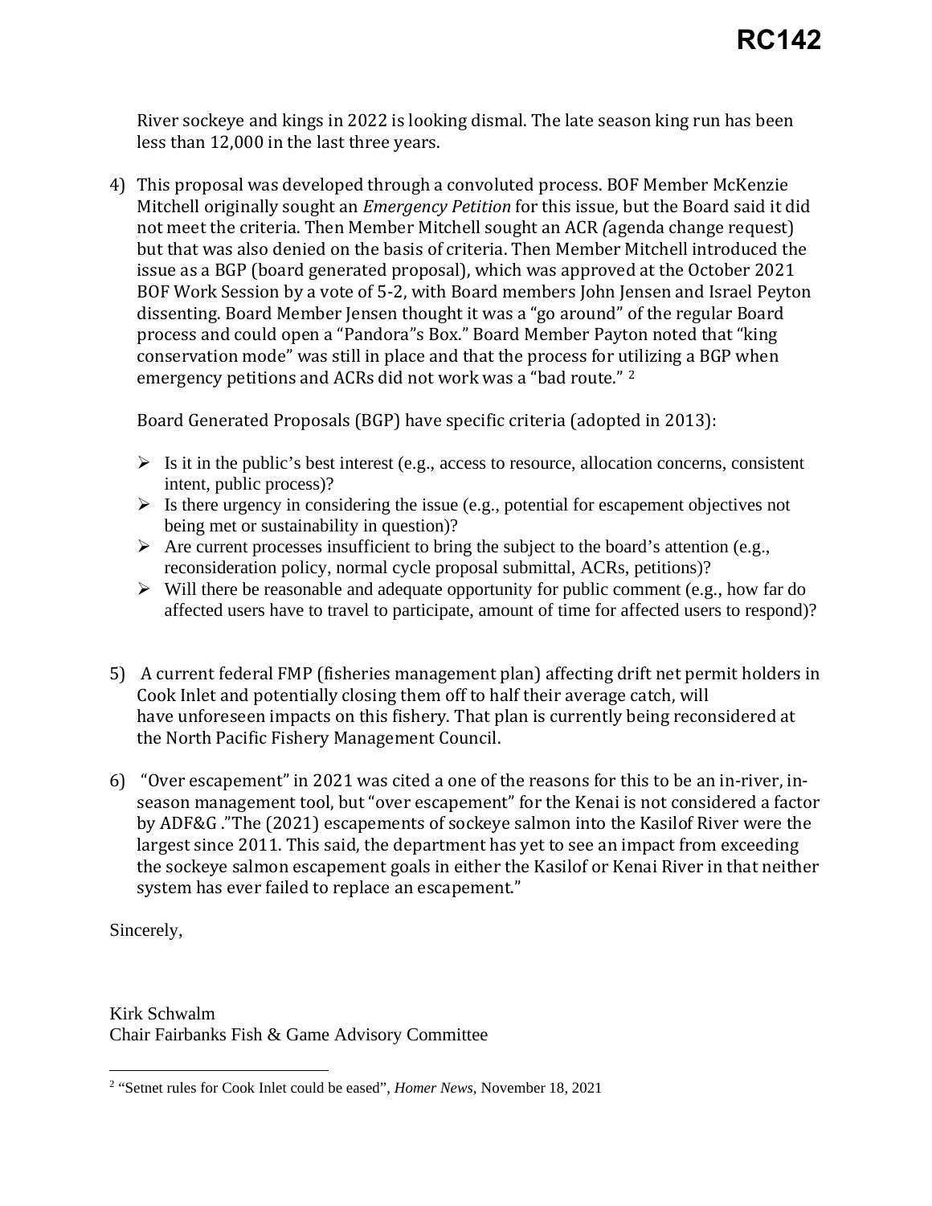River sockeye and kings in 2022 is looking dismal. The late season king run has been less than 12,000 in the last three years.

4) This proposal was developed through a convoluted process. BOF Member McKenzie Mitchell originally sought an *Emergency Petition* for this issue, but the Board said it did not meet the criteria. Then Member Mitchell sought an ACR *(*agenda change request) but that was also denied on the basis of criteria. Then Member Mitchell introduced the issue as a BGP (board generated proposal), which was approved at the October 2021 BOF Work Session by a vote of 5-2, with Board members John Jensen and Israel Peyton dissenting. Board Member Jensen thought it was a "go around" of the regular Board process and could open a "Pandora"s Box." Board Member Payton noted that "king conservation mode" was still in place and that the process for utilizing a BGP when emergency petitions and ACRs did not work was a "bad route." [2]

   Board Generated Proposals (BGP) have specific criteria (adopted in 2013):

   - Is it in the public's best interest (e.g., access to resource, allocation concerns, consistent intent, public process)?
   - Is there urgency in considering the issue (e.g., potential for escapement objectives not being met or sustainability in question)?
   - Are current processes insufficient to bring the subject to the board's attention (e.g., reconsideration policy, normal cycle proposal submittal, ACRs, petitions)?
   - Will there be reasonable and adequate opportunity for public comment (e.g., how far do affected users have to travel to participate, amount of time for affected users to respond)?

5) A current federal FMP (fisheries management plan) affecting drift net permit holders in Cook Inlet and potentially closing them off to half their average catch, will have unforeseen impacts on this fishery. That plan is currently being reconsidered at the North Pacific Fishery Management Council.

6) "Over escapement" in 2021 was cited a one of the reasons for this to be an in-river, in-season management tool, but "over escapement" for the Kenai is not considered a factor by ADF&G ."The (2021) escapements of sockeye salmon into the Kasilof River were the largest since 2011. This said, the department has yet to see an impact from exceeding the sockeye salmon escapement goals in either the Kasilof or Kenai River in that neither system has ever failed to replace an escapement."

Sincerely,

Kirk Schwalm
Chair Fairbanks Fish & Game Advisory Committee

[2] "Setnet rules for Cook Inlet could be eased", *Homer News*, November 18, 2021